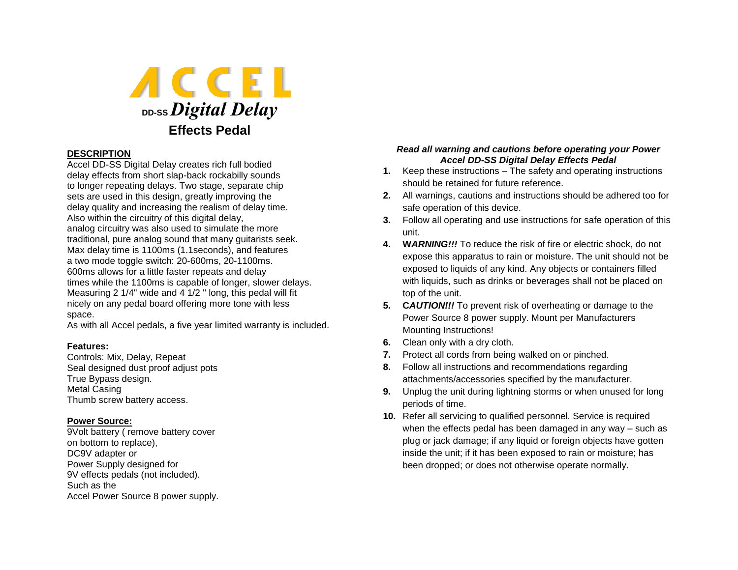# ACCEL

## DD-SS *Digital Delay*

## Effects Pedal

**DESCRIPTION**

Accel DD-SS Digital Delay creates rich full bodied delay effects from short slap-back rockabilly sounds to longer repeating delays. Two stage, separate chip sets are used in this design, greatly improving the delay quality and increasing the realism of delay time. Also within the circuitry of this digital delay, analog circuitry was also used to simulate the more traditional, pure analog sound that many guitarists seek. Max delay time is 1100ms (1.1seconds), and features a two mode toggle switch: 20-600ms, 20-1100ms. 600ms allows for a little faster repeats and delay times while the 1100ms is capable of longer, slower delays. Measuring 2 1/4" wide and 4 1/2 " long, this pedal will fit nicely on any pedal board offering more tone with less space.

As with all Accel pedals, a five year limited warranty is included.

**Features:**

Controls: Mix, Delay, Repeat
Seal designed dust proof adjust pots
True Bypass design.
Metal Casing
Thumb screw battery access.

**Power Source:**

9Volt battery ( remove battery cover on bottom to replace),
DC9V adapter or
Power Supply designed for 9V effects pedals (not included). Such as the Accel Power Source 8 power supply.

***Read all warning and cautions before operating your Power Accel DD-SS Digital Delay Effects Pedal***

1. Keep these instructions – The safety and operating instructions should be retained for future reference.
2. All warnings, cautions and instructions should be adhered too for safe operation of this device.
3. Follow all operating and use instructions for safe operation of this unit.
4. **W*ARNING!!!*** To reduce the risk of fire or electric shock, do not expose this apparatus to rain or moisture. The unit should not be exposed to liquids of any kind. Any objects or containers filled with liquids, such as drinks or beverages shall not be placed on top of the unit.
5. **C*AUTION!!!*** To prevent risk of overheating or damage to the Power Source 8 power supply. Mount per Manufacturers Mounting Instructions!
6. Clean only with a dry cloth.
7. Protect all cords from being walked on or pinched.
8. Follow all instructions and recommendations regarding attachments/accessories specified by the manufacturer.
9. Unplug the unit during lightning storms or when unused for long periods of time.
10. Refer all servicing to qualified personnel. Service is required when the effects pedal has been damaged in any way – such as plug or jack damage; if any liquid or foreign objects have gotten inside the unit; if it has been exposed to rain or moisture; has been dropped; or does not otherwise operate normally.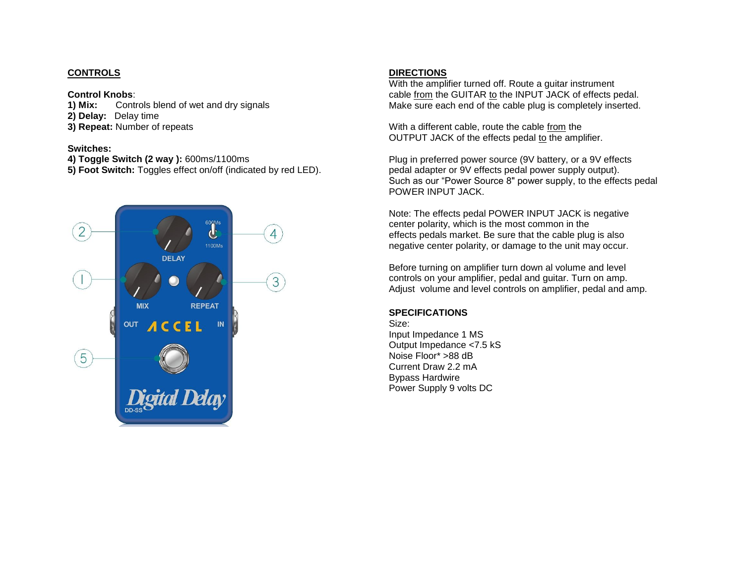## CONTROLS

**Control Knobs**:

**1) Mix:** Controls blend of wet and dry signals
**2) Delay:** Delay time
**3) Repeat:** Number of repeats

**Switches:**

**4) Toggle Switch (2 way ):** 600ms/1100ms
**5) Foot Switch:** Toggles effect on/off (indicated by red LED).

## DIRECTIONS

With the amplifier turned off. Route a guitar instrument cable from the GUITAR to the INPUT JACK of effects pedal. Make sure each end of the cable plug is completely inserted.

With a different cable, route the cable from the OUTPUT JACK of the effects pedal to the amplifier.

Plug in preferred power source (9V battery, or a 9V effects pedal adapter or 9V effects pedal power supply output). Such as our “Power Source 8" power supply, to the effects pedal POWER INPUT JACK.

Note: The effects pedal POWER INPUT JACK is negative center polarity, which is the most common in the effects pedals market. Be sure that the cable plug is also negative center polarity, or damage to the unit may occur.

Before turning on amplifier turn down al volume and level controls on your amplifier, pedal and guitar. Turn on amp. Adjust volume and level controls on amplifier, pedal and amp.

## SPECIFICATIONS

Size:
Input Impedance 1 MS
Output Impedance <7.5 kS
Noise Floor* >88 dB
Current Draw 2.2 mA
Bypass Hardwire
Power Supply 9 volts DC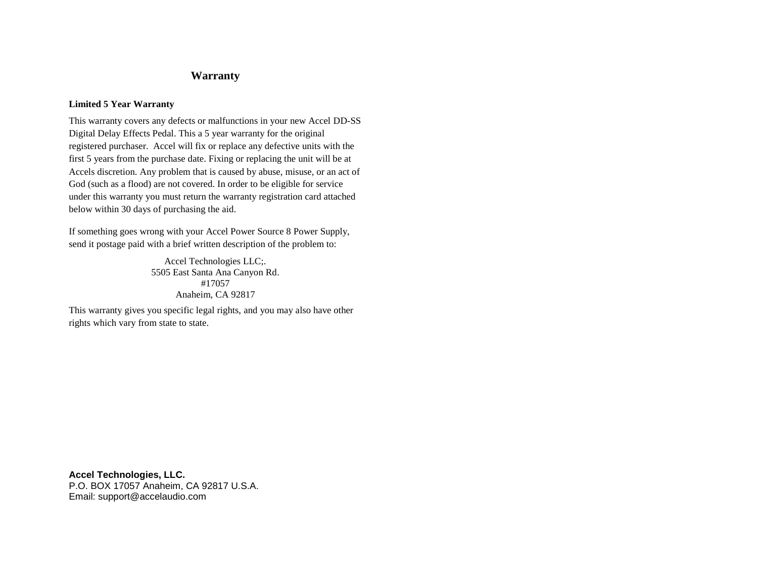## Warranty

**Limited 5 Year Warranty**

This warranty covers any defects or malfunctions in your new Accel DD-SS Digital Delay Effects Pedal. This a 5 year warranty for the original registered purchaser. Accel will fix or replace any defective units with the first 5 years from the purchase date. Fixing or replacing the unit will be at Accels discretion. Any problem that is caused by abuse, misuse, or an act of God (such as a flood) are not covered. In order to be eligible for service under this warranty you must return the warranty registration card attached below within 30 days of purchasing the aid.

If something goes wrong with your Accel Power Source 8 Power Supply, send it postage paid with a brief written description of the problem to:

Accel Technologies LLC;.
5505 East Santa Ana Canyon Rd.
#17057
Anaheim, CA 92817

This warranty gives you specific legal rights, and you may also have other rights which vary from state to state.

**Accel Technologies, LLC.**
P.O. BOX 17057 Anaheim, CA 92817 U.S.A.
Email: support@accelaudio.com